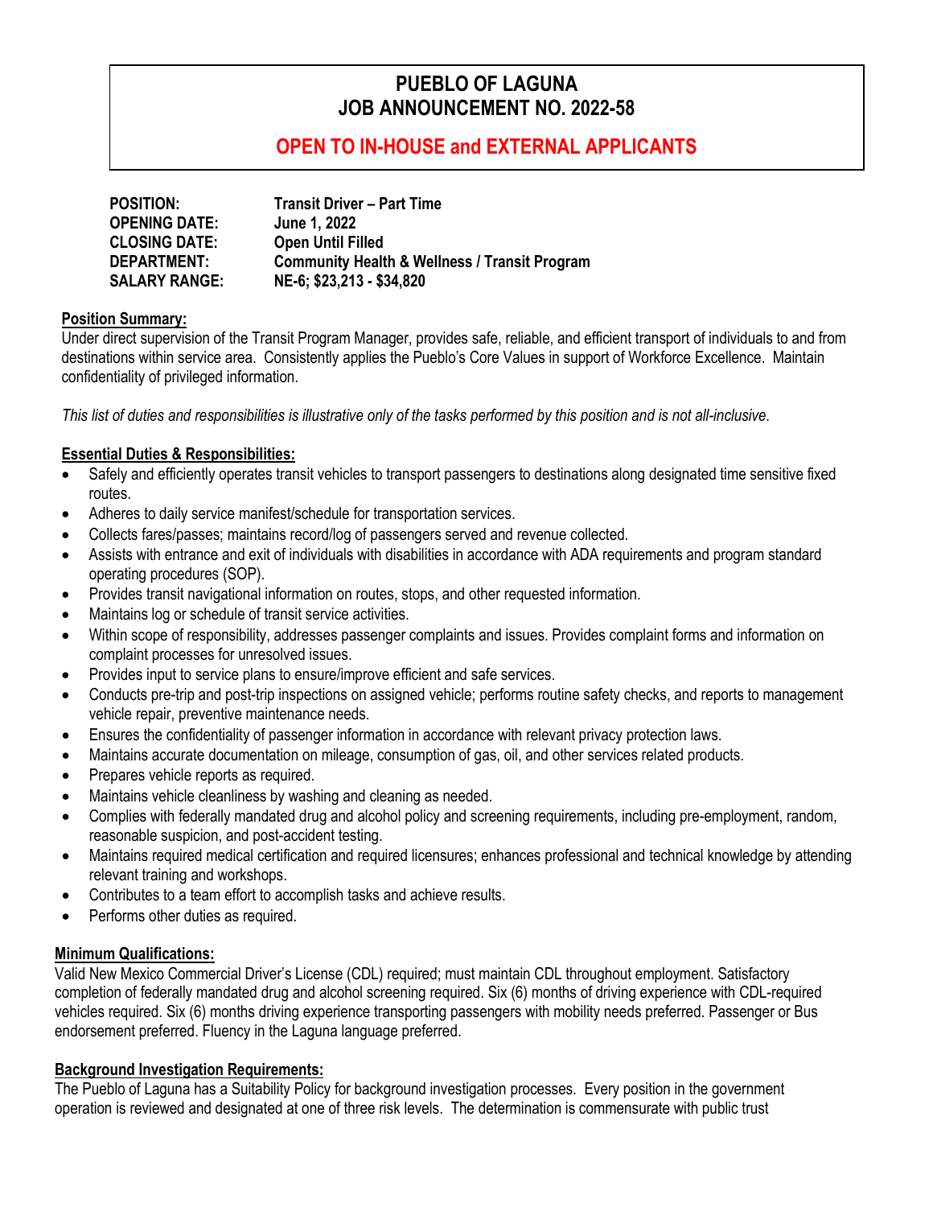# PUEBLO OF LAGUNA
# JOB ANNOUNCEMENT NO. 2022-58

## OPEN TO IN-HOUSE and EXTERNAL APPLICANTS

**POSITION:** Transit Driver – Part Time
**OPENING DATE:** June 1, 2022
**CLOSING DATE:** Open Until Filled
**DEPARTMENT:** Community Health & Wellness / Transit Program
**SALARY RANGE:** NE-6; $23,213 - $34,820

**Position Summary:**

Under direct supervision of the Transit Program Manager, provides safe, reliable, and efficient transport of individuals to and from destinations within service area. Consistently applies the Pueblo's Core Values in support of Workforce Excellence. Maintain confidentiality of privileged information.

*This list of duties and responsibilities is illustrative only of the tasks performed by this position and is not all-inclusive.*

**Essential Duties & Responsibilities:**

- Safely and efficiently operates transit vehicles to transport passengers to destinations along designated time sensitive fixed routes.
- Adheres to daily service manifest/schedule for transportation services.
- Collects fares/passes; maintains record/log of passengers served and revenue collected.
- Assists with entrance and exit of individuals with disabilities in accordance with ADA requirements and program standard operating procedures (SOP).
- Provides transit navigational information on routes, stops, and other requested information.
- Maintains log or schedule of transit service activities.
- Within scope of responsibility, addresses passenger complaints and issues. Provides complaint forms and information on complaint processes for unresolved issues.
- Provides input to service plans to ensure/improve efficient and safe services.
- Conducts pre-trip and post-trip inspections on assigned vehicle; performs routine safety checks, and reports to management vehicle repair, preventive maintenance needs.
- Ensures the confidentiality of passenger information in accordance with relevant privacy protection laws.
- Maintains accurate documentation on mileage, consumption of gas, oil, and other services related products.
- Prepares vehicle reports as required.
- Maintains vehicle cleanliness by washing and cleaning as needed.
- Complies with federally mandated drug and alcohol policy and screening requirements, including pre-employment, random, reasonable suspicion, and post-accident testing.
- Maintains required medical certification and required licensures; enhances professional and technical knowledge by attending relevant training and workshops.
- Contributes to a team effort to accomplish tasks and achieve results.
- Performs other duties as required.

**Minimum Qualifications:**

Valid New Mexico Commercial Driver's License (CDL) required; must maintain CDL throughout employment. Satisfactory completion of federally mandated drug and alcohol screening required. Six (6) months of driving experience with CDL-required vehicles required. Six (6) months driving experience transporting passengers with mobility needs preferred. Passenger or Bus endorsement preferred. Fluency in the Laguna language preferred.

**Background Investigation Requirements:**

The Pueblo of Laguna has a Suitability Policy for background investigation processes. Every position in the government operation is reviewed and designated at one of three risk levels. The determination is commensurate with public trust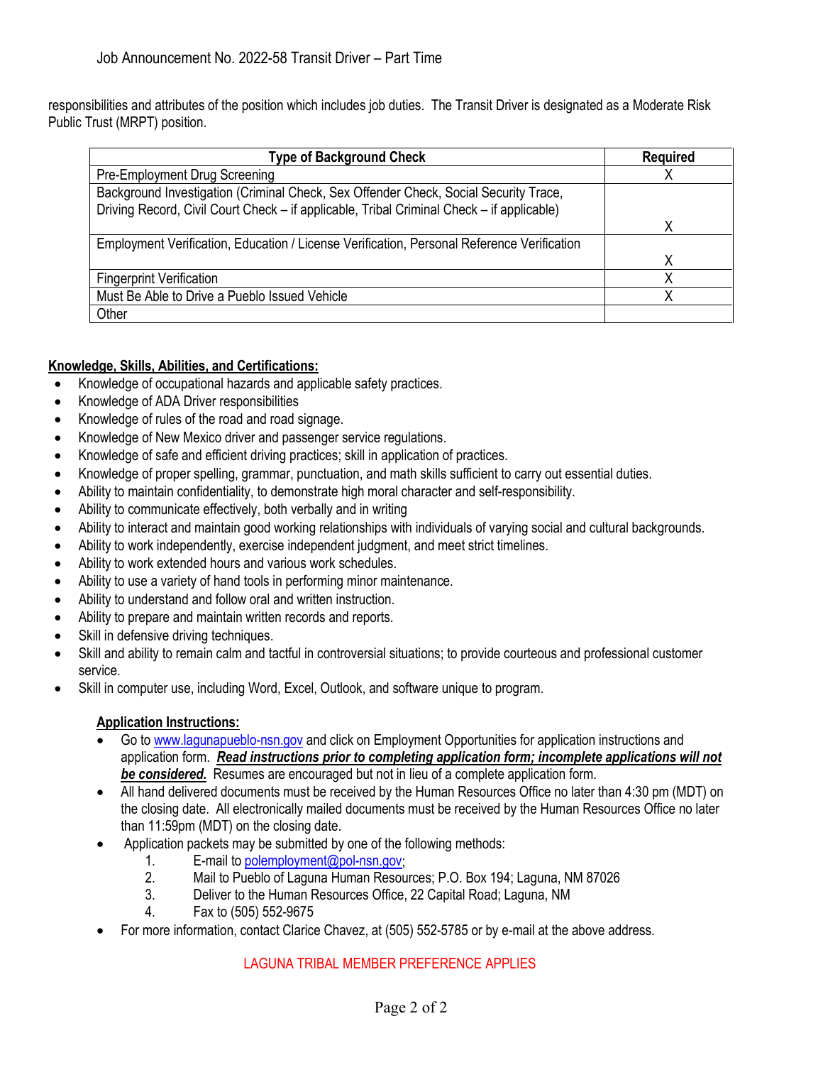responsibilities and attributes of the position which includes job duties. The Transit Driver is designated as a Moderate Risk Public Trust (MRPT) position.

| Type of Background Check | Required |
|---|---|
| Pre-Employment Drug Screening | X |
| Background Investigation (Criminal Check, Sex Offender Check, Social Security Trace, Driving Record, Civil Court Check – if applicable, Tribal Criminal Check – if applicable) | X |
| Employment Verification, Education / License Verification, Personal Reference Verification | X |
| Fingerprint Verification | X |
| Must Be Able to Drive a Pueblo Issued Vehicle | X |
| Other | |

**Knowledge, Skills, Abilities, and Certifications:**

- Knowledge of occupational hazards and applicable safety practices.
- Knowledge of ADA Driver responsibilities
- Knowledge of rules of the road and road signage.
- Knowledge of New Mexico driver and passenger service regulations.
- Knowledge of safe and efficient driving practices; skill in application of practices.
- Knowledge of proper spelling, grammar, punctuation, and math skills sufficient to carry out essential duties.
- Ability to maintain confidentiality, to demonstrate high moral character and self-responsibility.
- Ability to communicate effectively, both verbally and in writing
- Ability to interact and maintain good working relationships with individuals of varying social and cultural backgrounds.
- Ability to work independently, exercise independent judgment, and meet strict timelines.
- Ability to work extended hours and various work schedules.
- Ability to use a variety of hand tools in performing minor maintenance.
- Ability to understand and follow oral and written instruction.
- Ability to prepare and maintain written records and reports.
- Skill in defensive driving techniques.
- Skill and ability to remain calm and tactful in controversial situations; to provide courteous and professional customer service.
- Skill in computer use, including Word, Excel, Outlook, and software unique to program.

**Application Instructions:**

- Go to www.lagunapueblo-nsn.gov and click on Employment Opportunities for application instructions and application form. ***Read instructions prior to completing application form; incomplete applications will not be considered.*** Resumes are encouraged but not in lieu of a complete application form.
- All hand delivered documents must be received by the Human Resources Office no later than 4:30 pm (MDT) on the closing date. All electronically mailed documents must be received by the Human Resources Office no later than 11:59pm (MDT) on the closing date.
- Application packets may be submitted by one of the following methods:
  1. E-mail to polemployment@pol-nsn.gov;
  2. Mail to Pueblo of Laguna Human Resources; P.O. Box 194; Laguna, NM 87026
  3. Deliver to the Human Resources Office, 22 Capital Road; Laguna, NM
  4. Fax to (505) 552-9675
- For more information, contact Clarice Chavez, at (505) 552-5785 or by e-mail at the above address.

LAGUNA TRIBAL MEMBER PREFERENCE APPLIES